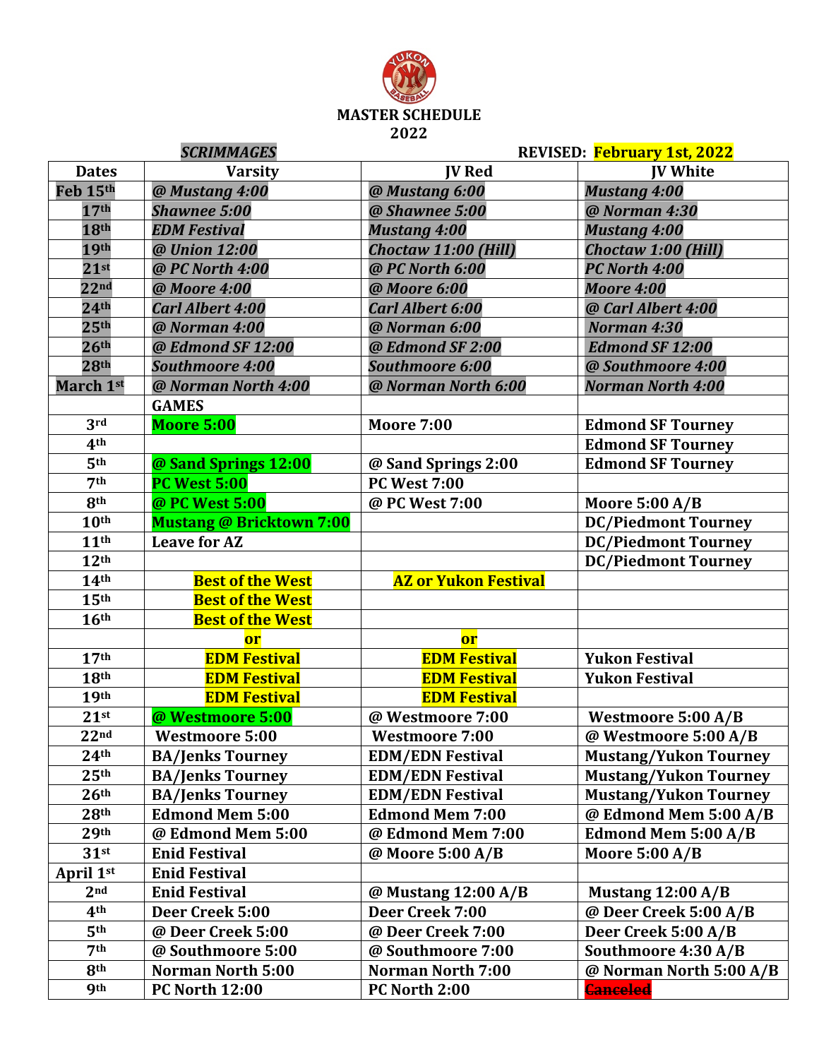# MASTER SCHEDULE
## 2022

*SCRIMMAGES* REVISED: February 1st, 2022

| Dates | Varsity | JV Red | JV White |
|---|---|---|---|
| Feb 15th | *@ Mustang 4:00* | *@ Mustang 6:00* | *Mustang 4:00* |
| 17th | *Shawnee 5:00* | *@ Shawnee 5:00* | *@ Norman 4:30* |
| 18th | *EDM Festival* | *Mustang 4:00* | *Mustang 4:00* |
| 19th | *@ Union 12:00* | *Choctaw 11:00 (Hill)* | *Choctaw 1:00 (Hill)* |
| 21st | *@ PC North 4:00* | *@ PC North 6:00* | *PC North 4:00* |
| 22nd | *@ Moore 4:00* | *@ Moore 6:00* | *Moore 4:00* |
| 24th | *Carl Albert 4:00* | *Carl Albert 6:00* | *@ Carl Albert 4:00* |
| 25th | *@ Norman 4:00* | *@ Norman 6:00* | *Norman 4:30* |
| 26th | *@ Edmond SF 12:00* | *@ Edmond SF 2:00* | *Edmond SF 12:00* |
| 28th | *Southmoore 4:00* | *Southmoore 6:00* | *@ Southmoore 4:00* |
| March 1st | *@ Norman North 4:00* | *@ Norman North 6:00* | *Norman North 4:00* |
| | **GAMES** | | |
| 3rd | Moore 5:00 | Moore 7:00 | Edmond SF Tourney |
| 4th | | | Edmond SF Tourney |
| 5th | @ Sand Springs 12:00 | @ Sand Springs 2:00 | Edmond SF Tourney |
| 7th | PC West 5:00 | PC West 7:00 | |
| 8th | @ PC West 5:00 | @ PC West 7:00 | Moore 5:00 A/B |
| 10th | Mustang @ Bricktown 7:00 | | DC/Piedmont Tourney |
| 11th | Leave for AZ | | DC/Piedmont Tourney |
| 12th | | | DC/Piedmont Tourney |
| 14th | Best of the West | AZ or Yukon Festival | |
| 15th | Best of the West | | |
| 16th | Best of the West | | |
| | or | or | |
| 17th | EDM Festival | EDM Festival | Yukon Festival |
| 18th | EDM Festival | EDM Festival | Yukon Festival |
| 19th | EDM Festival | EDM Festival | |
| 21st | @ Westmoore 5:00 | @ Westmoore 7:00 | Westmoore 5:00 A/B |
| 22nd | Westmoore 5:00 | Westmoore 7:00 | @ Westmoore 5:00 A/B |
| 24th | BA/Jenks Tourney | EDM/EDN Festival | Mustang/Yukon Tourney |
| 25th | BA/Jenks Tourney | EDM/EDN Festival | Mustang/Yukon Tourney |
| 26th | BA/Jenks Tourney | EDM/EDN Festival | Mustang/Yukon Tourney |
| 28th | Edmond Mem 5:00 | Edmond Mem 7:00 | @ Edmond Mem 5:00 A/B |
| 29th | @ Edmond Mem 5:00 | @ Edmond Mem 7:00 | Edmond Mem 5:00 A/B |
| 31st | Enid Festival | @ Moore 5:00 A/B | Moore 5:00 A/B |
| April 1st | Enid Festival | | |
| 2nd | Enid Festival | @ Mustang 12:00 A/B | Mustang 12:00 A/B |
| 4th | Deer Creek 5:00 | Deer Creek 7:00 | @ Deer Creek 5:00 A/B |
| 5th | @ Deer Creek 5:00 | @ Deer Creek 7:00 | Deer Creek 5:00 A/B |
| 7th | @ Southmoore 5:00 | @ Southmoore 7:00 | Southmoore 4:30 A/B |
| 8th | Norman North 5:00 | Norman North 7:00 | @ Norman North 5:00 A/B |
| 9th | PC North 12:00 | PC North 2:00 | ~~Canceled~~ |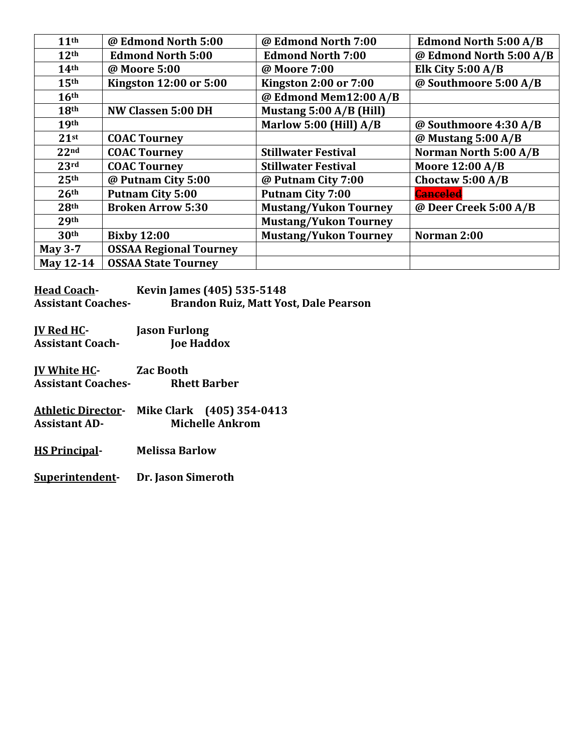| | | | |
|---|---|---|---|
| 11th | @ Edmond North 5:00 | @ Edmond North 7:00 | Edmond North 5:00 A/B |
| 12th | Edmond North 5:00 | Edmond North 7:00 | @ Edmond North 5:00 A/B |
| 14th | @ Moore 5:00 | @ Moore 7:00 | Elk City 5:00 A/B |
| 15th | Kingston 12:00 or 5:00 | Kingston 2:00 or 7:00 | @ Southmoore 5:00 A/B |
| 16th | | @ Edmond Mem12:00 A/B | |
| 18th | NW Classen 5:00 DH | Mustang 5:00 A/B (Hill) | |
| 19th | | Marlow 5:00 (Hill) A/B | @ Southmoore 4:30 A/B |
| 21st | COAC Tourney | | @ Mustang 5:00 A/B |
| 22nd | COAC Tourney | Stillwater Festival | Norman North 5:00 A/B |
| 23rd | COAC Tourney | Stillwater Festival | Moore 12:00 A/B |
| 25th | @ Putnam City 5:00 | @ Putnam City 7:00 | Choctaw 5:00 A/B |
| 26th | Putnam City 5:00 | Putnam City 7:00 | Canceled |
| 28th | Broken Arrow 5:30 | Mustang/Yukon Tourney | @ Deer Creek 5:00 A/B |
| 29th | | Mustang/Yukon Tourney | |
| 30th | Bixby 12:00 | Mustang/Yukon Tourney | Norman 2:00 |
| May 3-7 | OSSAA Regional Tourney | | |
| May 12-14 | OSSAA State Tourney | | |

**Head Coach**- Kevin James (405) 535-5148
**Assistant Coaches-** Brandon Ruiz, Matt Yost, Dale Pearson

**JV Red HC**- Jason Furlong
**Assistant Coach-** Joe Haddox

**JV White HC**- Zac Booth
**Assistant Coaches-** Rhett Barber

**Athletic Director**- Mike Clark (405) 354-0413
**Assistant AD-** Michelle Ankrom

**HS Principal**- Melissa Barlow

**Superintendent**- Dr. Jason Simeroth